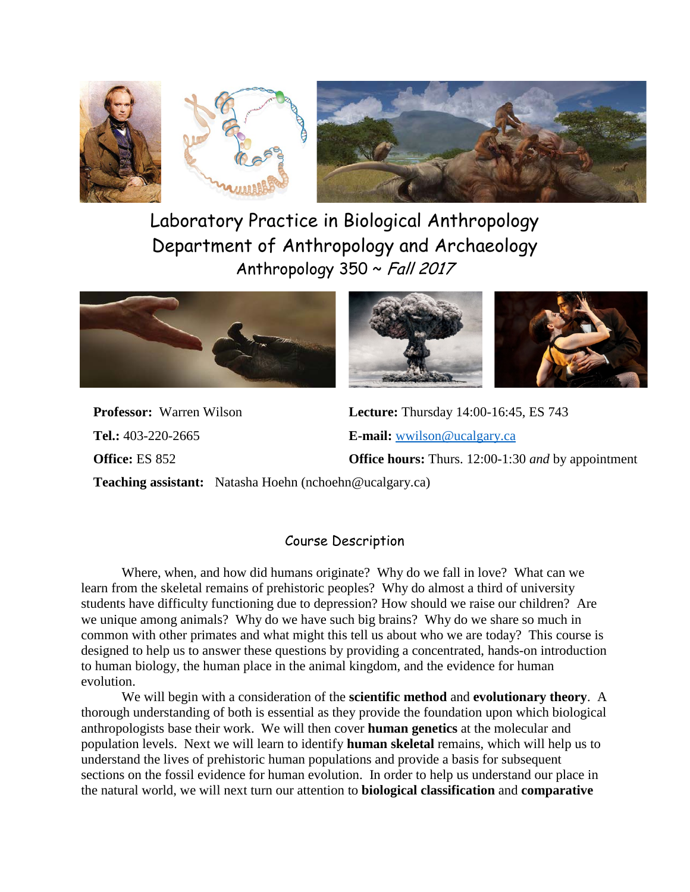# Laboratory Practice in Biological Anthropology

## Department of Anthropology and Archaeology

### Anthropology 350 ~ *Fall 2017*

**Professor:** Warren Wilson

**Lecture:** Thursday 14:00-16:45, ES 743

**Tel.:** 403-220-2665

**E-mail:** wwilson@ucalgary.ca

**Office:** ES 852

**Office hours:** Thurs. 12:00-1:30 *and* by appointment

**Teaching assistant:** Natasha Hoehn (nchoehn@ucalgary.ca)

## Course Description

Where, when, and how did humans originate? Why do we fall in love? What can we learn from the skeletal remains of prehistoric peoples? Why do almost a third of university students have difficulty functioning due to depression? How should we raise our children? Are we unique among animals? Why do we have such big brains? Why do we share so much in common with other primates and what might this tell us about who we are today? This course is designed to help us to answer these questions by providing a concentrated, hands-on introduction to human biology, the human place in the animal kingdom, and the evidence for human evolution.

We will begin with a consideration of the **scientific method** and **evolutionary theory**. A thorough understanding of both is essential as they provide the foundation upon which biological anthropologists base their work. We will then cover **human genetics** at the molecular and population levels. Next we will learn to identify **human skeletal** remains, which will help us to understand the lives of prehistoric human populations and provide a basis for subsequent sections on the fossil evidence for human evolution. In order to help us understand our place in the natural world, we will next turn our attention to **biological classification** and **comparative**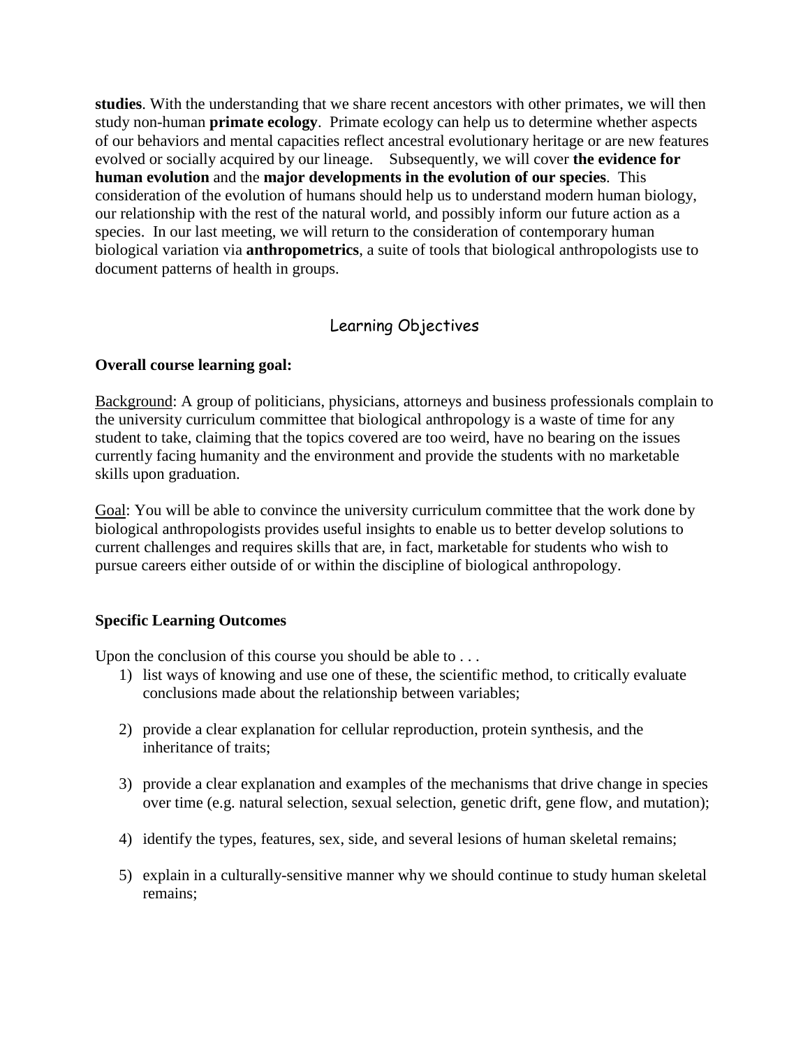**studies**. With the understanding that we share recent ancestors with other primates, we will then study non-human **primate ecology**. Primate ecology can help us to determine whether aspects of our behaviors and mental capacities reflect ancestral evolutionary heritage or are new features evolved or socially acquired by our lineage. Subsequently, we will cover **the evidence for human evolution** and the **major developments in the evolution of our species**. This consideration of the evolution of humans should help us to understand modern human biology, our relationship with the rest of the natural world, and possibly inform our future action as a species. In our last meeting, we will return to the consideration of contemporary human biological variation via **anthropometrics**, a suite of tools that biological anthropologists use to document patterns of health in groups.

## Learning Objectives

**Overall course learning goal:**

Background: A group of politicians, physicians, attorneys and business professionals complain to the university curriculum committee that biological anthropology is a waste of time for any student to take, claiming that the topics covered are too weird, have no bearing on the issues currently facing humanity and the environment and provide the students with no marketable skills upon graduation.

Goal: You will be able to convince the university curriculum committee that the work done by biological anthropologists provides useful insights to enable us to better develop solutions to current challenges and requires skills that are, in fact, marketable for students who wish to pursue careers either outside of or within the discipline of biological anthropology.

**Specific Learning Outcomes**

Upon the conclusion of this course you should be able to . . .

1) list ways of knowing and use one of these, the scientific method, to critically evaluate conclusions made about the relationship between variables;

2) provide a clear explanation for cellular reproduction, protein synthesis, and the inheritance of traits;

3) provide a clear explanation and examples of the mechanisms that drive change in species over time (e.g. natural selection, sexual selection, genetic drift, gene flow, and mutation);

4) identify the types, features, sex, side, and several lesions of human skeletal remains;

5) explain in a culturally-sensitive manner why we should continue to study human skeletal remains;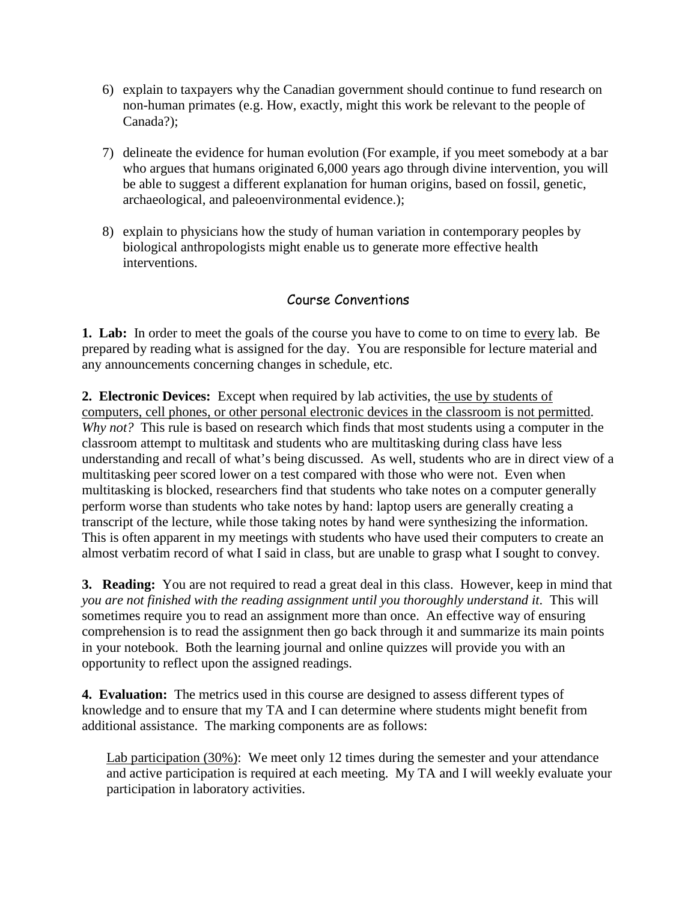6) explain to taxpayers why the Canadian government should continue to fund research on non-human primates (e.g. How, exactly, might this work be relevant to the people of Canada?);

7) delineate the evidence for human evolution (For example, if you meet somebody at a bar who argues that humans originated 6,000 years ago through divine intervention, you will be able to suggest a different explanation for human origins, based on fossil, genetic, archaeological, and paleoenvironmental evidence.);

8) explain to physicians how the study of human variation in contemporary peoples by biological anthropologists might enable us to generate more effective health interventions.

## Course Conventions

**1. Lab:** In order to meet the goals of the course you have to come to on time to <u>every</u> lab. Be prepared by reading what is assigned for the day. You are responsible for lecture material and any announcements concerning changes in schedule, etc.

**2. Electronic Devices:** Except when required by lab activities, <u>the use by students of computers, cell phones, or other personal electronic devices in the classroom is not permitted</u>. *Why not?* This rule is based on research which finds that most students using a computer in the classroom attempt to multitask and students who are multitasking during class have less understanding and recall of what's being discussed. As well, students who are in direct view of a multitasking peer scored lower on a test compared with those who were not. Even when multitasking is blocked, researchers find that students who take notes on a computer generally perform worse than students who take notes by hand: laptop users are generally creating a transcript of the lecture, while those taking notes by hand were synthesizing the information. This is often apparent in my meetings with students who have used their computers to create an almost verbatim record of what I said in class, but are unable to grasp what I sought to convey.

**3. Reading:** You are not required to read a great deal in this class. However, keep in mind that *you are not finished with the reading assignment until you thoroughly understand it.* This will sometimes require you to read an assignment more than once. An effective way of ensuring comprehension is to read the assignment then go back through it and summarize its main points in your notebook. Both the learning journal and online quizzes will provide you with an opportunity to reflect upon the assigned readings.

**4. Evaluation:** The metrics used in this course are designed to assess different types of knowledge and to ensure that my TA and I can determine where students might benefit from additional assistance. The marking components are as follows:

<u>Lab participation (30%)</u>: We meet only 12 times during the semester and your attendance and active participation is required at each meeting. My TA and I will weekly evaluate your participation in laboratory activities.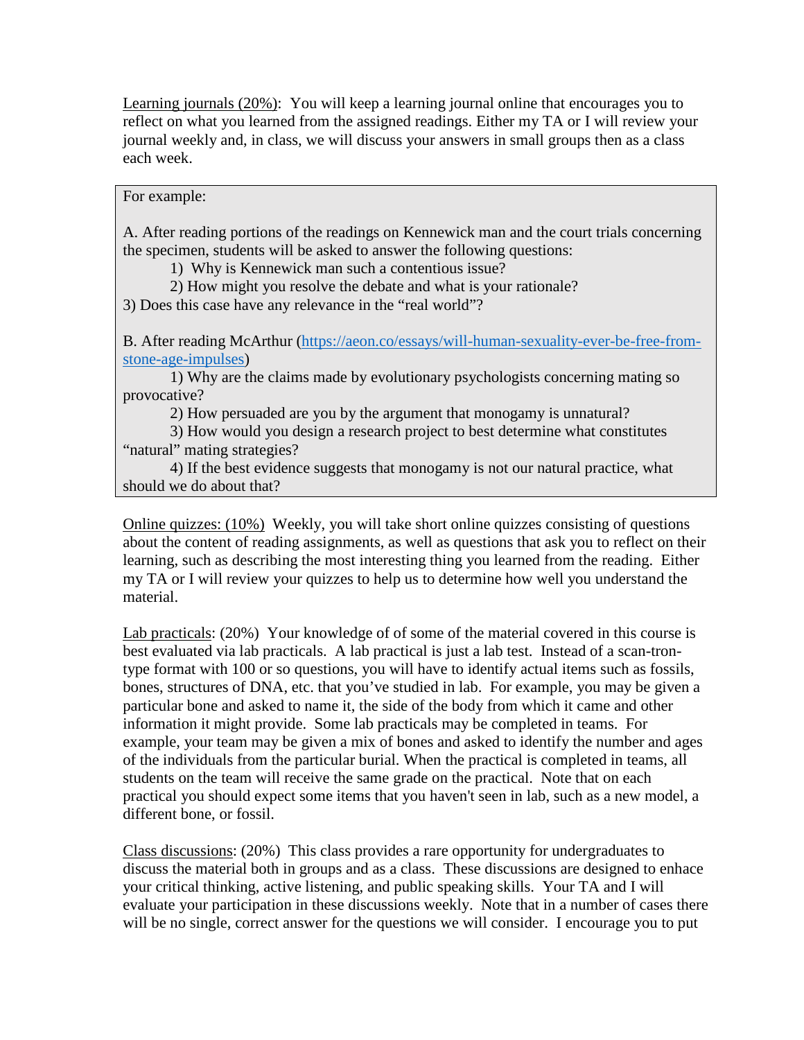Learning journals (20%): You will keep a learning journal online that encourages you to reflect on what you learned from the assigned readings. Either my TA or I will review your journal weekly and, in class, we will discuss your answers in small groups then as a class each week.

> For example:
>
> A. After reading portions of the readings on Kennewick man and the court trials concerning the specimen, students will be asked to answer the following questions:
>
> 1) Why is Kennewick man such a contentious issue?
> 2) How might you resolve the debate and what is your rationale?
> 3) Does this case have any relevance in the "real world"?
>
> B. After reading McArthur ([https://aeon.co/essays/will-human-sexuality-ever-be-free-from-stone-age-impulses](https://aeon.co/essays/will-human-sexuality-ever-be-free-from-stone-age-impulses))
>
> 1) Why are the claims made by evolutionary psychologists concerning mating so provocative?
> 2) How persuaded are you by the argument that monogamy is unnatural?
> 3) How would you design a research project to best determine what constitutes "natural" mating strategies?
> 4) If the best evidence suggests that monogamy is not our natural practice, what should we do about that?

Online quizzes: (10%) Weekly, you will take short online quizzes consisting of questions about the content of reading assignments, as well as questions that ask you to reflect on their learning, such as describing the most interesting thing you learned from the reading. Either my TA or I will review your quizzes to help us to determine how well you understand the material.

Lab practicals: (20%) Your knowledge of of some of the material covered in this course is best evaluated via lab practicals. A lab practical is just a lab test. Instead of a scan-tron-type format with 100 or so questions, you will have to identify actual items such as fossils, bones, structures of DNA, etc. that you've studied in lab. For example, you may be given a particular bone and asked to name it, the side of the body from which it came and other information it might provide. Some lab practicals may be completed in teams. For example, your team may be given a mix of bones and asked to identify the number and ages of the individuals from the particular burial. When the practical is completed in teams, all students on the team will receive the same grade on the practical. Note that on each practical you should expect some items that you haven't seen in lab, such as a new model, a different bone, or fossil.

Class discussions: (20%) This class provides a rare opportunity for undergraduates to discuss the material both in groups and as a class. These discussions are designed to enhace your critical thinking, active listening, and public speaking skills. Your TA and I will evaluate your participation in these discussions weekly. Note that in a number of cases there will be no single, correct answer for the questions we will consider. I encourage you to put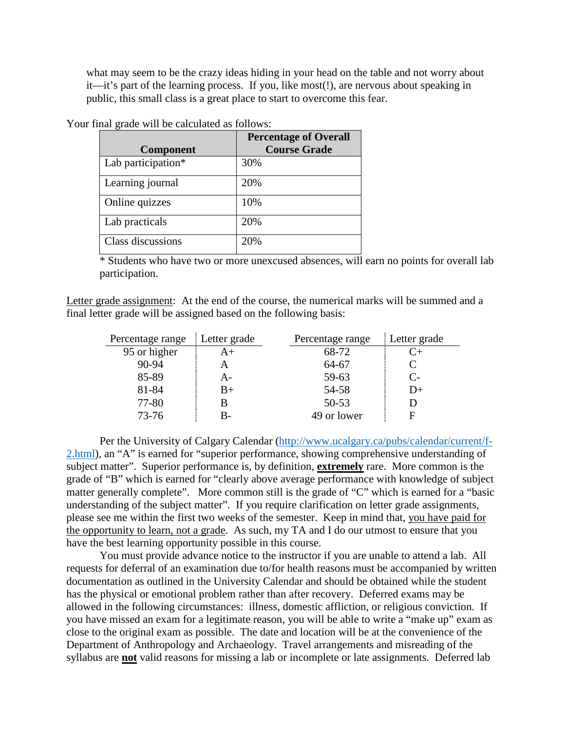what may seem to be the crazy ideas hiding in your head on the table and not worry about it—it's part of the learning process. If you, like most(!), are nervous about speaking in public, this small class is a great place to start to overcome this fear.

Your final grade will be calculated as follows:

| Component | Percentage of Overall Course Grade |
|---|---|
| Lab participation* | 30% |
| Learning journal | 20% |
| Online quizzes | 10% |
| Lab practicals | 20% |
| Class discussions | 20% |

* Students who have two or more unexcused absences, will earn no points for overall lab participation.

<u>Letter grade assignment</u>: At the end of the course, the numerical marks will be summed and a final letter grade will be assigned based on the following basis:

| Percentage range | Letter grade | Percentage range | Letter grade |
|---|---|---|---|
| 95 or higher | A+ | 68-72 | C+ |
| 90-94 | A | 64-67 | C |
| 85-89 | A- | 59-63 | C- |
| 81-84 | B+ | 54-58 | D+ |
| 77-80 | B | 50-53 | D |
| 73-76 | B- | 49 or lower | F |

Per the University of Calgary Calendar (http://www.ucalgary.ca/pubs/calendar/current/f-2.html), an "A" is earned for "superior performance, showing comprehensive understanding of subject matter". Superior performance is, by definition, <u>**extremely**</u> rare. More common is the grade of "B" which is earned for "clearly above average performance with knowledge of subject matter generally complete". More common still is the grade of "C" which is earned for a "basic understanding of the subject matter". If you require clarification on letter grade assignments, please see me within the first two weeks of the semester. Keep in mind that, <u>you have paid for the opportunity to learn, not a grade</u>. As such, my TA and I do our utmost to ensure that you have the best learning opportunity possible in this course.

You must provide advance notice to the instructor if you are unable to attend a lab. All requests for deferral of an examination due to/for health reasons must be accompanied by written documentation as outlined in the University Calendar and should be obtained while the student has the physical or emotional problem rather than after recovery. Deferred exams may be allowed in the following circumstances: illness, domestic affliction, or religious conviction. If you have missed an exam for a legitimate reason, you will be able to write a "make up" exam as close to the original exam as possible. The date and location will be at the convenience of the Department of Anthropology and Archaeology. Travel arrangements and misreading of the syllabus are <u>**not**</u> valid reasons for missing a lab or incomplete or late assignments. Deferred lab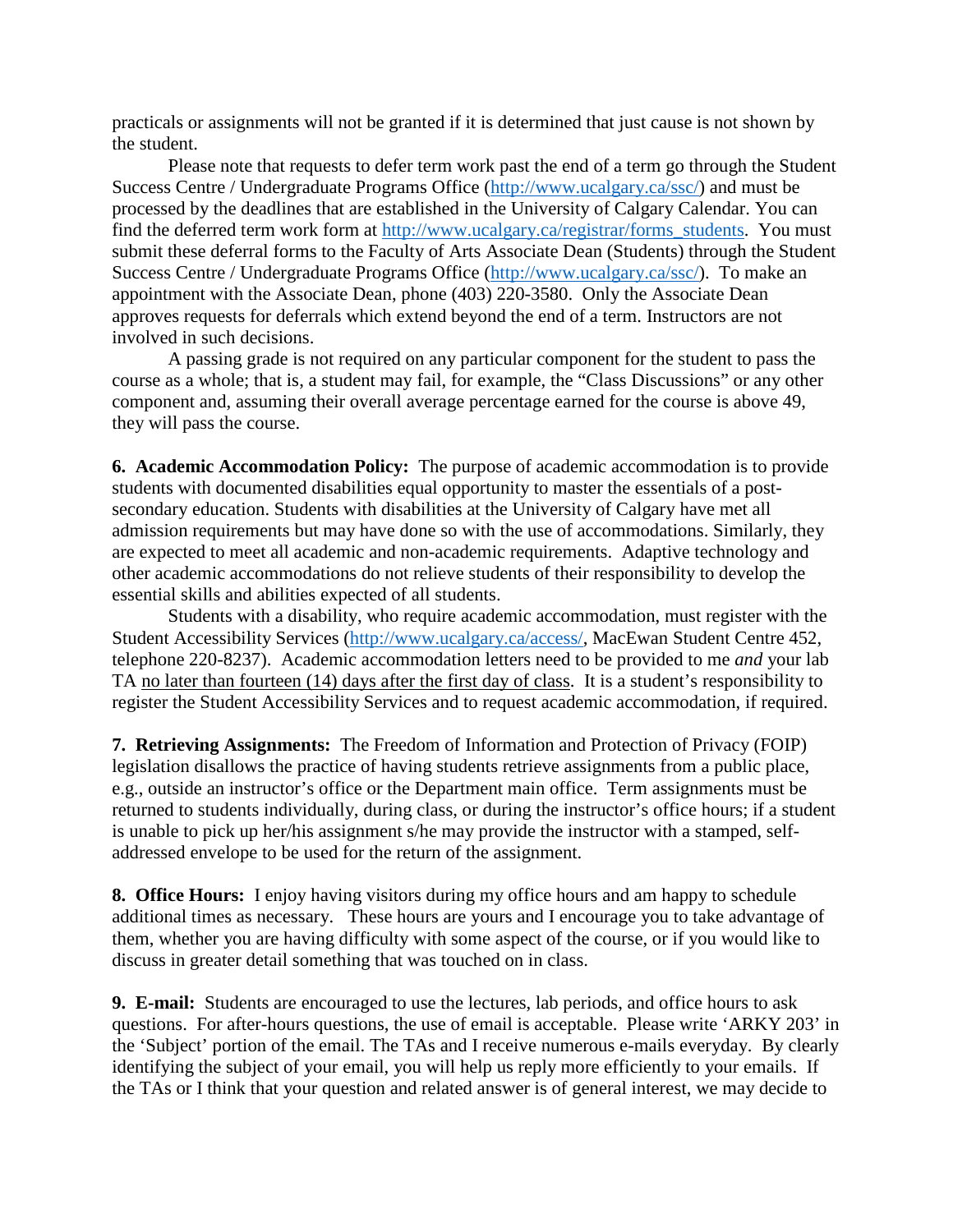practicals or assignments will not be granted if it is determined that just cause is not shown by the student.

Please note that requests to defer term work past the end of a term go through the Student Success Centre / Undergraduate Programs Office (http://www.ucalgary.ca/ssc/) and must be processed by the deadlines that are established in the University of Calgary Calendar. You can find the deferred term work form at http://www.ucalgary.ca/registrar/forms_students. You must submit these deferral forms to the Faculty of Arts Associate Dean (Students) through the Student Success Centre / Undergraduate Programs Office (http://www.ucalgary.ca/ssc/). To make an appointment with the Associate Dean, phone (403) 220-3580. Only the Associate Dean approves requests for deferrals which extend beyond the end of a term. Instructors are not involved in such decisions.

A passing grade is not required on any particular component for the student to pass the course as a whole; that is, a student may fail, for example, the "Class Discussions" or any other component and, assuming their overall average percentage earned for the course is above 49, they will pass the course.

**6. Academic Accommodation Policy:** The purpose of academic accommodation is to provide students with documented disabilities equal opportunity to master the essentials of a post-secondary education. Students with disabilities at the University of Calgary have met all admission requirements but may have done so with the use of accommodations. Similarly, they are expected to meet all academic and non-academic requirements. Adaptive technology and other academic accommodations do not relieve students of their responsibility to develop the essential skills and abilities expected of all students.

Students with a disability, who require academic accommodation, must register with the Student Accessibility Services (http://www.ucalgary.ca/access/, MacEwan Student Centre 452, telephone 220-8237). Academic accommodation letters need to be provided to me *and* your lab TA no later than fourteen (14) days after the first day of class. It is a student's responsibility to register the Student Accessibility Services and to request academic accommodation, if required.

**7. Retrieving Assignments:** The Freedom of Information and Protection of Privacy (FOIP) legislation disallows the practice of having students retrieve assignments from a public place, e.g., outside an instructor's office or the Department main office. Term assignments must be returned to students individually, during class, or during the instructor's office hours; if a student is unable to pick up her/his assignment s/he may provide the instructor with a stamped, self-addressed envelope to be used for the return of the assignment.

**8. Office Hours:** I enjoy having visitors during my office hours and am happy to schedule additional times as necessary. These hours are yours and I encourage you to take advantage of them, whether you are having difficulty with some aspect of the course, or if you would like to discuss in greater detail something that was touched on in class.

**9. E-mail:** Students are encouraged to use the lectures, lab periods, and office hours to ask questions. For after-hours questions, the use of email is acceptable. Please write 'ARKY 203' in the 'Subject' portion of the email. The TAs and I receive numerous e-mails everyday. By clearly identifying the subject of your email, you will help us reply more efficiently to your emails. If the TAs or I think that your question and related answer is of general interest, we may decide to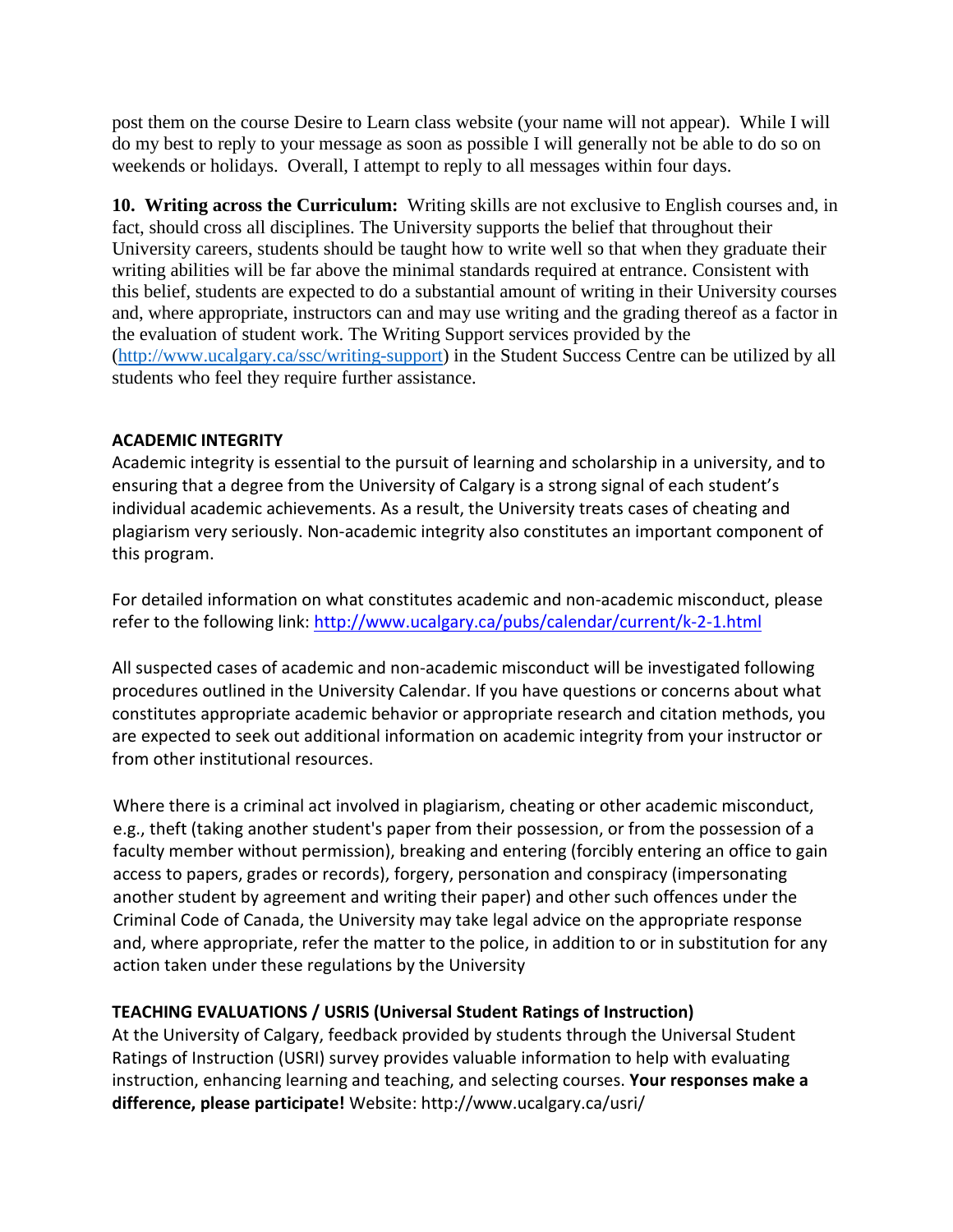post them on the course Desire to Learn class website (your name will not appear). While I will do my best to reply to your message as soon as possible I will generally not be able to do so on weekends or holidays. Overall, I attempt to reply to all messages within four days.

**10. Writing across the Curriculum:** Writing skills are not exclusive to English courses and, in fact, should cross all disciplines. The University supports the belief that throughout their University careers, students should be taught how to write well so that when they graduate their writing abilities will be far above the minimal standards required at entrance. Consistent with this belief, students are expected to do a substantial amount of writing in their University courses and, where appropriate, instructors can and may use writing and the grading thereof as a factor in the evaluation of student work. The Writing Support services provided by the (http://www.ucalgary.ca/ssc/writing-support) in the Student Success Centre can be utilized by all students who feel they require further assistance.

**ACADEMIC INTEGRITY**

Academic integrity is essential to the pursuit of learning and scholarship in a university, and to ensuring that a degree from the University of Calgary is a strong signal of each student's individual academic achievements. As a result, the University treats cases of cheating and plagiarism very seriously. Non-academic integrity also constitutes an important component of this program.

For detailed information on what constitutes academic and non-academic misconduct, please refer to the following link: http://www.ucalgary.ca/pubs/calendar/current/k-2-1.html

All suspected cases of academic and non-academic misconduct will be investigated following procedures outlined in the University Calendar. If you have questions or concerns about what constitutes appropriate academic behavior or appropriate research and citation methods, you are expected to seek out additional information on academic integrity from your instructor or from other institutional resources.

Where there is a criminal act involved in plagiarism, cheating or other academic misconduct, e.g., theft (taking another student's paper from their possession, or from the possession of a faculty member without permission), breaking and entering (forcibly entering an office to gain access to papers, grades or records), forgery, personation and conspiracy (impersonating another student by agreement and writing their paper) and other such offences under the Criminal Code of Canada, the University may take legal advice on the appropriate response and, where appropriate, refer the matter to the police, in addition to or in substitution for any action taken under these regulations by the University

**TEACHING EVALUATIONS / USRIS (Universal Student Ratings of Instruction)**

At the University of Calgary, feedback provided by students through the Universal Student Ratings of Instruction (USRI) survey provides valuable information to help with evaluating instruction, enhancing learning and teaching, and selecting courses. **Your responses make a difference, please participate!** Website: http://www.ucalgary.ca/usri/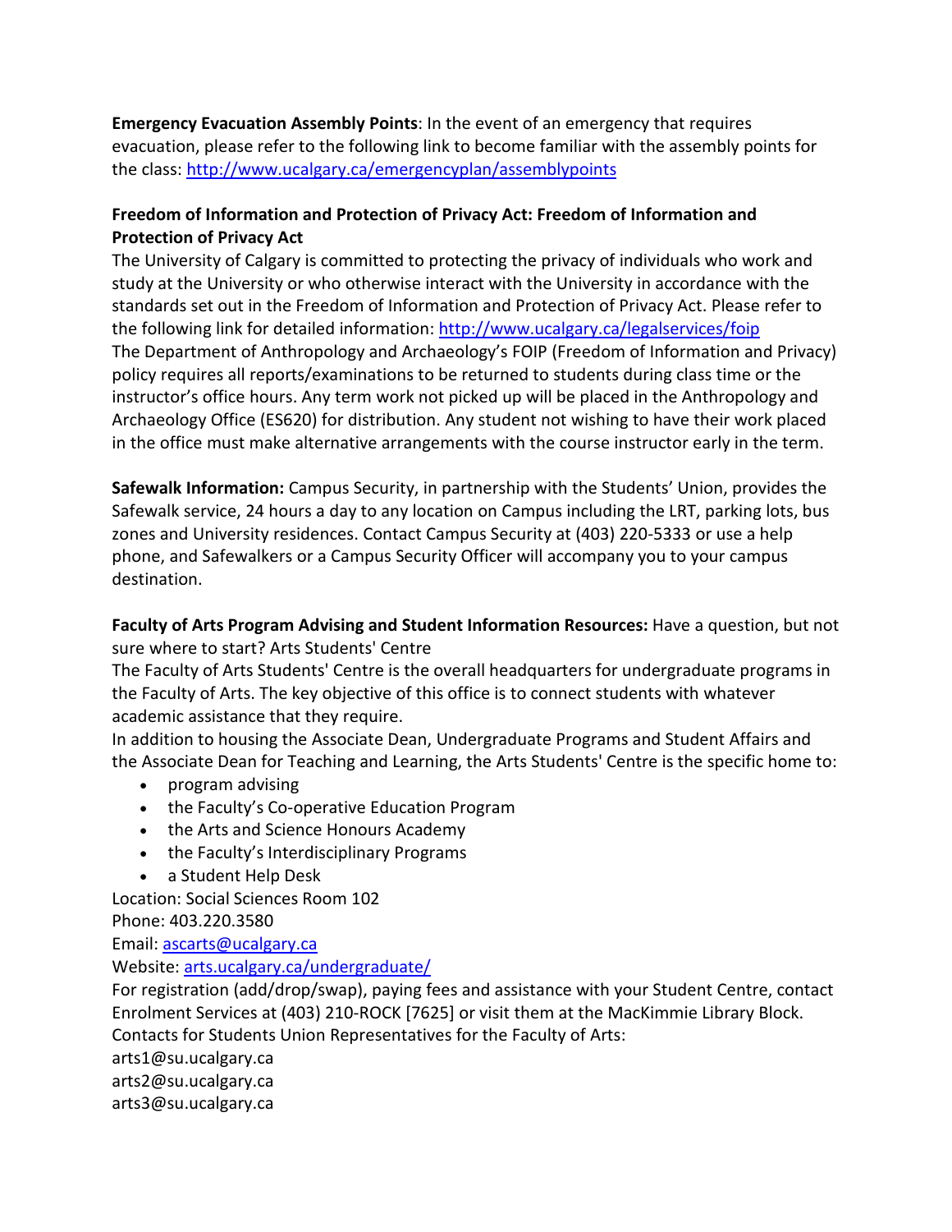**Emergency Evacuation Assembly Points**: In the event of an emergency that requires evacuation, please refer to the following link to become familiar with the assembly points for the class: http://www.ucalgary.ca/emergencyplan/assemblypoints

**Freedom of Information and Protection of Privacy Act: Freedom of Information and Protection of Privacy Act**

The University of Calgary is committed to protecting the privacy of individuals who work and study at the University or who otherwise interact with the University in accordance with the standards set out in the Freedom of Information and Protection of Privacy Act. Please refer to the following link for detailed information: http://www.ucalgary.ca/legalservices/foip

The Department of Anthropology and Archaeology's FOIP (Freedom of Information and Privacy) policy requires all reports/examinations to be returned to students during class time or the instructor's office hours. Any term work not picked up will be placed in the Anthropology and Archaeology Office (ES620) for distribution. Any student not wishing to have their work placed in the office must make alternative arrangements with the course instructor early in the term.

**Safewalk Information:** Campus Security, in partnership with the Students' Union, provides the Safewalk service, 24 hours a day to any location on Campus including the LRT, parking lots, bus zones and University residences. Contact Campus Security at (403) 220-5333 or use a help phone, and Safewalkers or a Campus Security Officer will accompany you to your campus destination.

**Faculty of Arts Program Advising and Student Information Resources:** Have a question, but not sure where to start? Arts Students' Centre

The Faculty of Arts Students' Centre is the overall headquarters for undergraduate programs in the Faculty of Arts. The key objective of this office is to connect students with whatever academic assistance that they require.

In addition to housing the Associate Dean, Undergraduate Programs and Student Affairs and the Associate Dean for Teaching and Learning, the Arts Students' Centre is the specific home to:

- program advising
- the Faculty's Co-operative Education Program
- the Arts and Science Honours Academy
- the Faculty's Interdisciplinary Programs
- a Student Help Desk

Location: Social Sciences Room 102
Phone: 403.220.3580
Email: ascarts@ucalgary.ca
Website: arts.ucalgary.ca/undergraduate/

For registration (add/drop/swap), paying fees and assistance with your Student Centre, contact Enrolment Services at (403) 210-ROCK [7625] or visit them at the MacKimmie Library Block.

Contacts for Students Union Representatives for the Faculty of Arts:
arts1@su.ucalgary.ca
arts2@su.ucalgary.ca
arts3@su.ucalgary.ca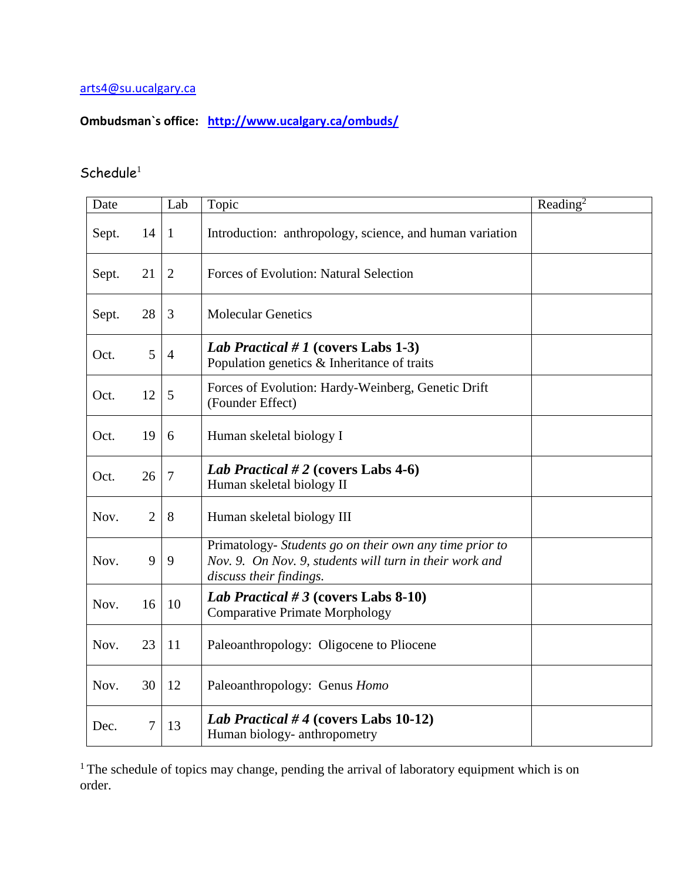arts4@su.ucalgary.ca

**Ombudsman`s office: http://www.ucalgary.ca/ombuds/**

Schedule[1]

| Date | Lab | Topic | Reading[2] |
|---|---|---|---|
| Sept. 14 | 1 | Introduction: anthropology, science, and human variation | |
| Sept. 21 | 2 | Forces of Evolution: Natural Selection | |
| Sept. 28 | 3 | Molecular Genetics | |
| Oct. 5 | 4 | ***Lab Practical # 1* (covers Labs 1-3)** Population genetics & Inheritance of traits | |
| Oct. 12 | 5 | Forces of Evolution: Hardy-Weinberg, Genetic Drift (Founder Effect) | |
| Oct. 19 | 6 | Human skeletal biology I | |
| Oct. 26 | 7 | ***Lab Practical # 2* (covers Labs 4-6)** Human skeletal biology II | |
| Nov. 2 | 8 | Human skeletal biology III | |
| Nov. 9 | 9 | Primatology- *Students go on their own any time prior to Nov. 9. On Nov. 9, students will turn in their work and discuss their findings.* | |
| Nov. 16 | 10 | ***Lab Practical # 3* (covers Labs 8-10)** Comparative Primate Morphology | |
| Nov. 23 | 11 | Paleoanthropology: Oligocene to Pliocene | |
| Nov. 30 | 12 | Paleoanthropology: Genus *Homo* | |
| Dec. 7 | 13 | ***Lab Practical # 4* (covers Labs 10-12)** Human biology- anthropometry | |

[1] The schedule of topics may change, pending the arrival of laboratory equipment which is on order.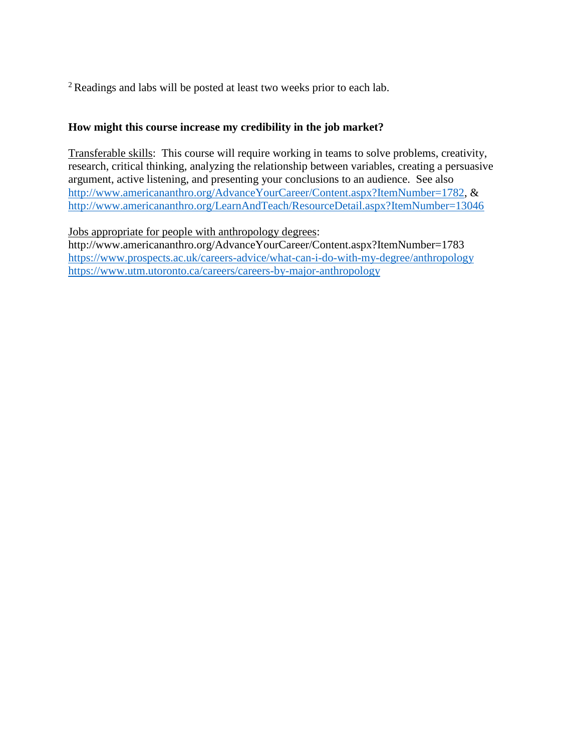[2] Readings and labs will be posted at least two weeks prior to each lab.

**How might this course increase my credibility in the job market?**

Transferable skills: This course will require working in teams to solve problems, creativity, research, critical thinking, analyzing the relationship between variables, creating a persuasive argument, active listening, and presenting your conclusions to an audience. See also http://www.americananthro.org/AdvanceYourCareer/Content.aspx?ItemNumber=1782, & http://www.americananthro.org/LearnAndTeach/ResourceDetail.aspx?ItemNumber=13046

Jobs appropriate for people with anthropology degrees:
http://www.americananthro.org/AdvanceYourCareer/Content.aspx?ItemNumber=1783
https://www.prospects.ac.uk/careers-advice/what-can-i-do-with-my-degree/anthropology
https://www.utm.utoronto.ca/careers/careers-by-major-anthropology